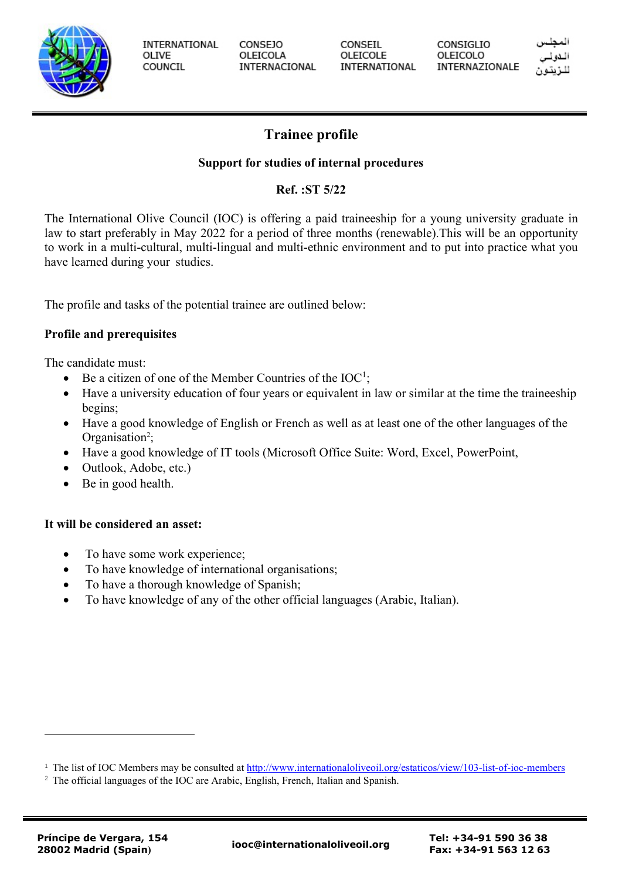INTERNATIONAL OLIVE COUNCIL — CONSEJO OLEICOLA INTERNACIONAL — CONSEIL OLEICOLE INTERNATIONAL — CONSIGLIO OLEICOLO INTERNAZIONALE — المجلس الدولي للزيتون

# Trainee profile

**Support for studies of internal procedures**

**Ref. :ST 5/22**

The International Olive Council (IOC) is offering a paid traineeship for a young university graduate in law to start preferably in May 2022 for a period of three months (renewable).This will be an opportunity to work in a multi-cultural, multi-lingual and multi-ethnic environment and to put into practice what you have learned during your studies.

The profile and tasks of the potential trainee are outlined below:

**Profile and prerequisites**

The candidate must:

- Be a citizen of one of the Member Countries of the IOC[1];
- Have a university education of four years or equivalent in law or similar at the time the traineeship begins;
- Have a good knowledge of English or French as well as at least one of the other languages of the Organisation[2];
- Have a good knowledge of IT tools (Microsoft Office Suite: Word, Excel, PowerPoint,
- Outlook, Adobe, etc.)
- Be in good health.

**It will be considered an asset:**

- To have some work experience;
- To have knowledge of international organisations;
- To have a thorough knowledge of Spanish;
- To have knowledge of any of the other official languages (Arabic, Italian).

---

[1] The list of IOC Members may be consulted at http://www.internationaloliveoil.org/estaticos/view/103-list-of-ioc-members

[2] The official languages of the IOC are Arabic, English, French, Italian and Spanish.

Príncipe de Vergara, 154
28002 Madrid (Spain)

iooc@internationaloliveoil.org

Tel: +34-91 590 36 38
Fax: +34-91 563 12 63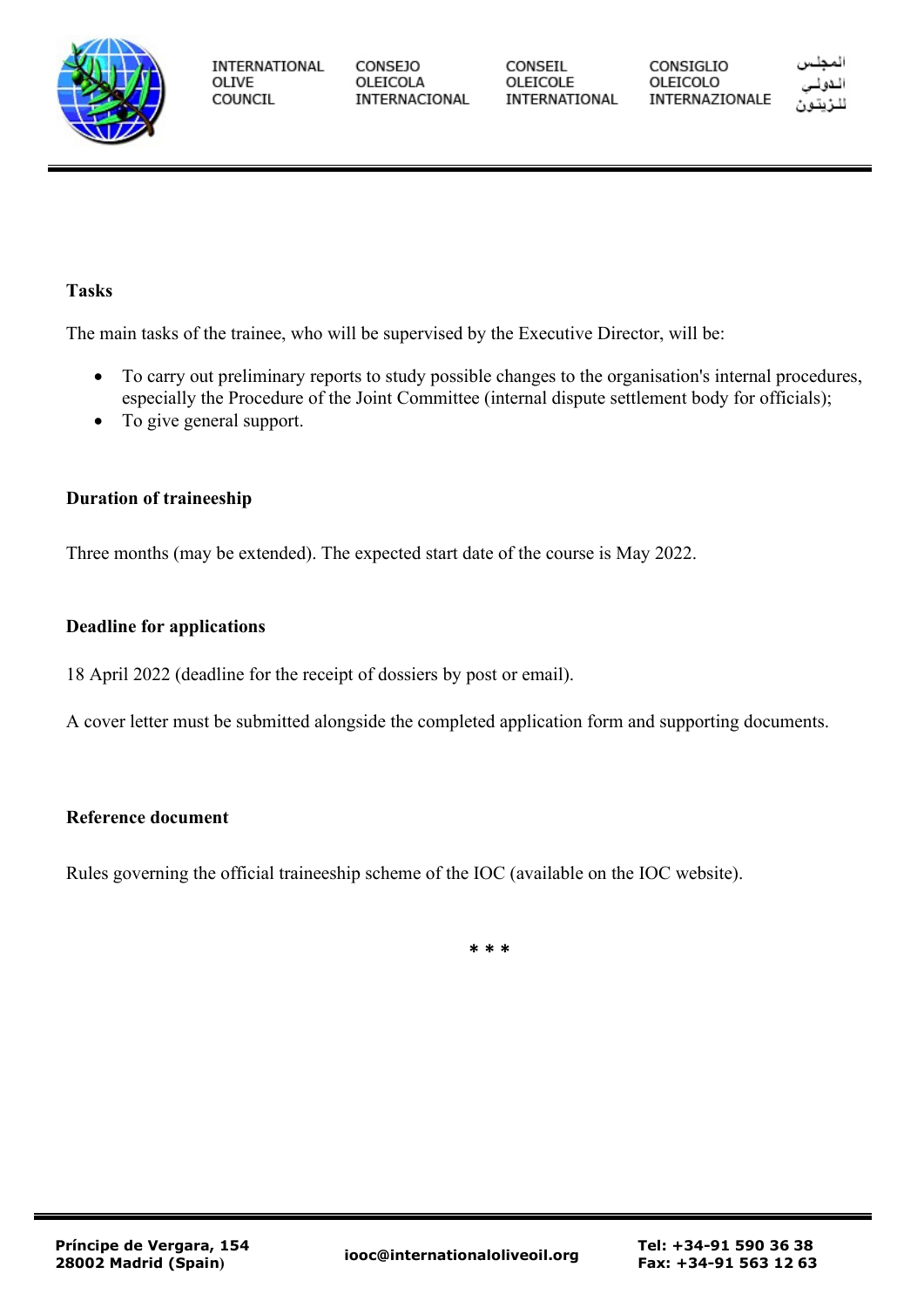### Tasks

The main tasks of the trainee, who will be supervised by the Executive Director, will be:

- To carry out preliminary reports to study possible changes to the organisation's internal procedures, especially the Procedure of the Joint Committee (internal dispute settlement body for officials);
- To give general support.

### Duration of traineeship

Three months (may be extended). The expected start date of the course is May 2022.

### Deadline for applications

18 April 2022 (deadline for the receipt of dossiers by post or email).

A cover letter must be submitted alongside the completed application form and supporting documents.

### Reference document

Rules governing the official traineeship scheme of the IOC (available on the IOC website).

* * *